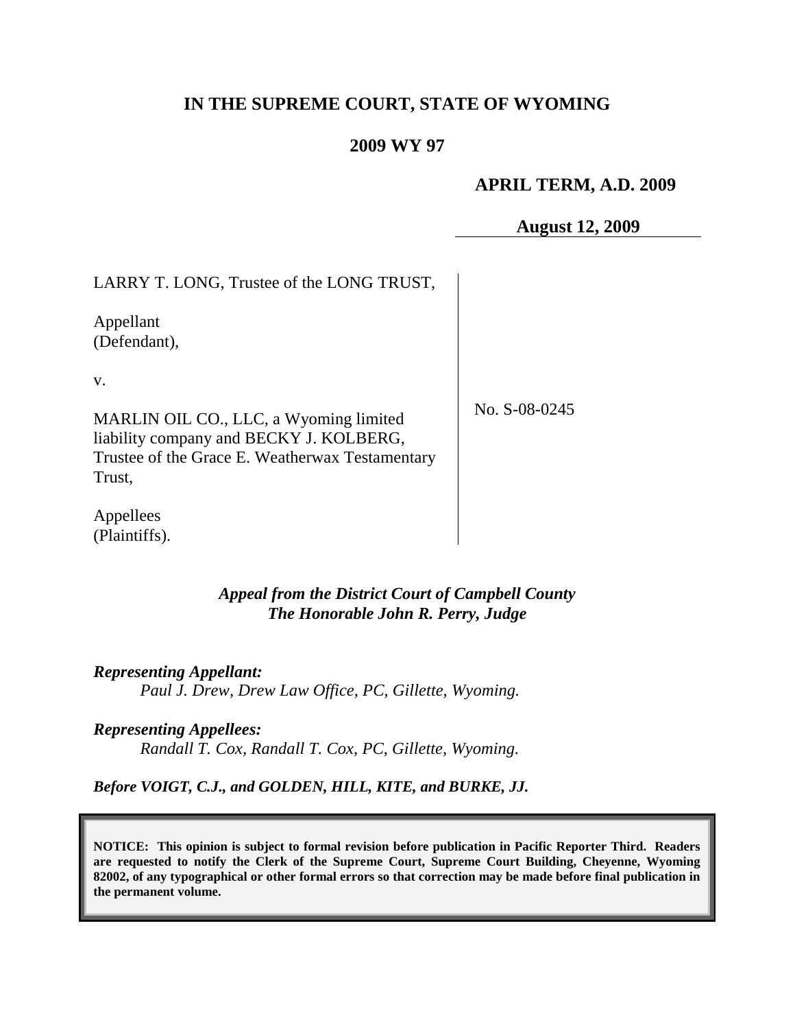# IN THE SUPREME COURT, STATE OF WYOMING

## 2009 WY 97

**APRIL TERM, A.D. 2009**

**August 12, 2009**

| | |
|---|---|
| LARRY T. LONG, Trustee of the LONG TRUST,<br><br>Appellant<br>(Defendant),<br><br>v.<br><br>MARLIN OIL CO., LLC, a Wyoming limited liability company and BECKY J. KOLBERG, Trustee of the Grace E. Weatherwax Testamentary Trust,<br><br>Appellees<br>(Plaintiffs). | No. S-08-0245 |

***Appeal from the District Court of Campbell County***
***The Honorable John R. Perry, Judge***

***Representing Appellant:***
*Paul J. Drew, Drew Law Office, PC, Gillette, Wyoming.*

***Representing Appellees:***
*Randall T. Cox, Randall T. Cox, PC, Gillette, Wyoming.*

***Before VOIGT, C.J., and GOLDEN, HILL, KITE, and BURKE, JJ.***

**NOTICE: This opinion is subject to formal revision before publication in Pacific Reporter Third. Readers are requested to notify the Clerk of the Supreme Court, Supreme Court Building, Cheyenne, Wyoming 82002, of any typographical or other formal errors so that correction may be made before final publication in the permanent volume.**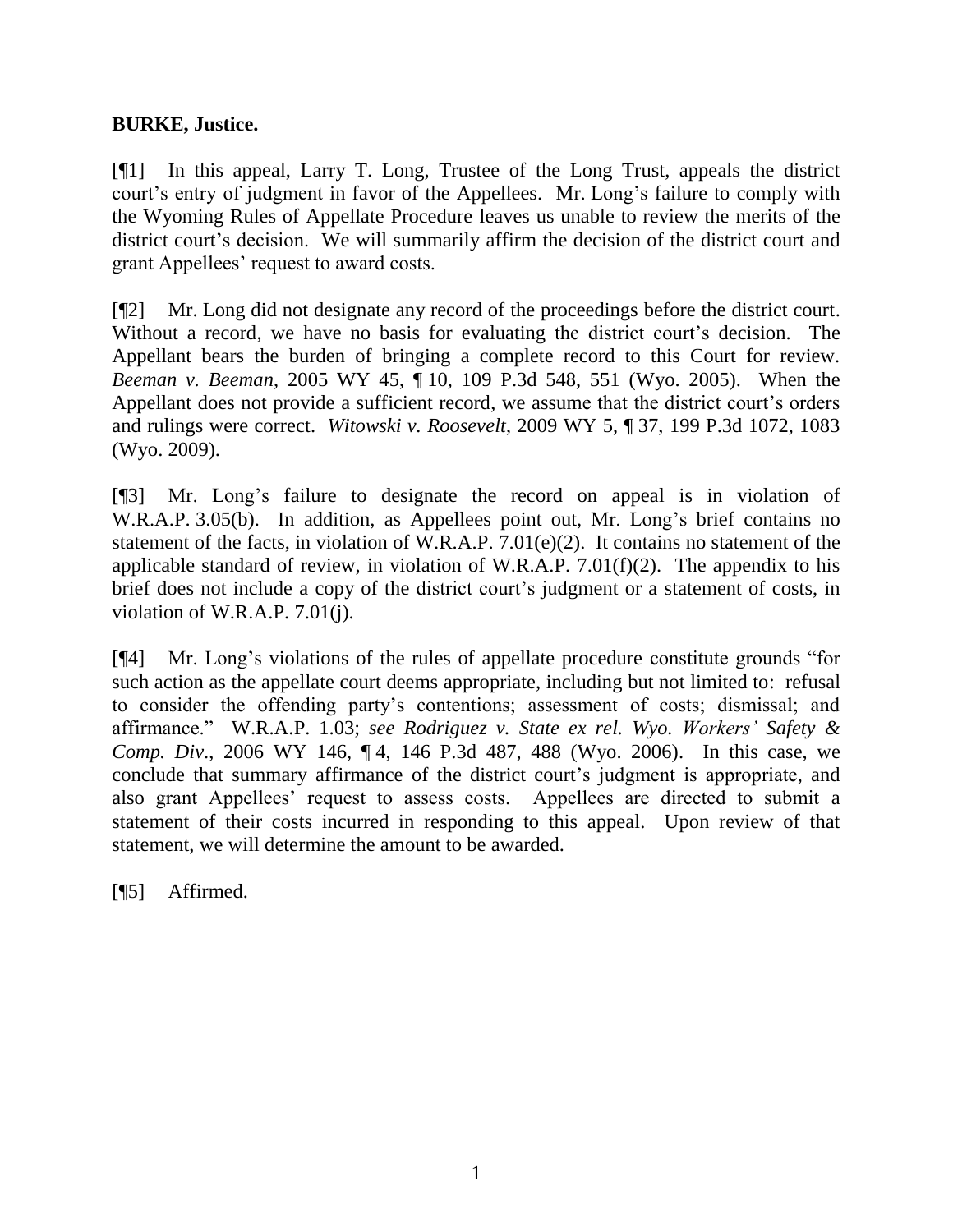**BURKE, Justice.**

[¶1] In this appeal, Larry T. Long, Trustee of the Long Trust, appeals the district court's entry of judgment in favor of the Appellees. Mr. Long's failure to comply with the Wyoming Rules of Appellate Procedure leaves us unable to review the merits of the district court's decision. We will summarily affirm the decision of the district court and grant Appellees' request to award costs.

[¶2] Mr. Long did not designate any record of the proceedings before the district court. Without a record, we have no basis for evaluating the district court's decision. The Appellant bears the burden of bringing a complete record to this Court for review. *Beeman v. Beeman*, 2005 WY 45, ¶ 10, 109 P.3d 548, 551 (Wyo. 2005). When the Appellant does not provide a sufficient record, we assume that the district court's orders and rulings were correct. *Witowski v. Roosevelt*, 2009 WY 5, ¶ 37, 199 P.3d 1072, 1083 (Wyo. 2009).

[¶3] Mr. Long's failure to designate the record on appeal is in violation of W.R.A.P. 3.05(b). In addition, as Appellees point out, Mr. Long's brief contains no statement of the facts, in violation of W.R.A.P. 7.01(e)(2). It contains no statement of the applicable standard of review, in violation of W.R.A.P. 7.01(f)(2). The appendix to his brief does not include a copy of the district court's judgment or a statement of costs, in violation of W.R.A.P. 7.01(j).

[¶4] Mr. Long's violations of the rules of appellate procedure constitute grounds "for such action as the appellate court deems appropriate, including but not limited to: refusal to consider the offending party's contentions; assessment of costs; dismissal; and affirmance." W.R.A.P. 1.03; *see Rodriguez v. State ex rel. Wyo. Workers' Safety & Comp. Div*., 2006 WY 146, ¶ 4, 146 P.3d 487, 488 (Wyo. 2006). In this case, we conclude that summary affirmance of the district court's judgment is appropriate, and also grant Appellees' request to assess costs. Appellees are directed to submit a statement of their costs incurred in responding to this appeal. Upon review of that statement, we will determine the amount to be awarded.

[¶5] Affirmed.